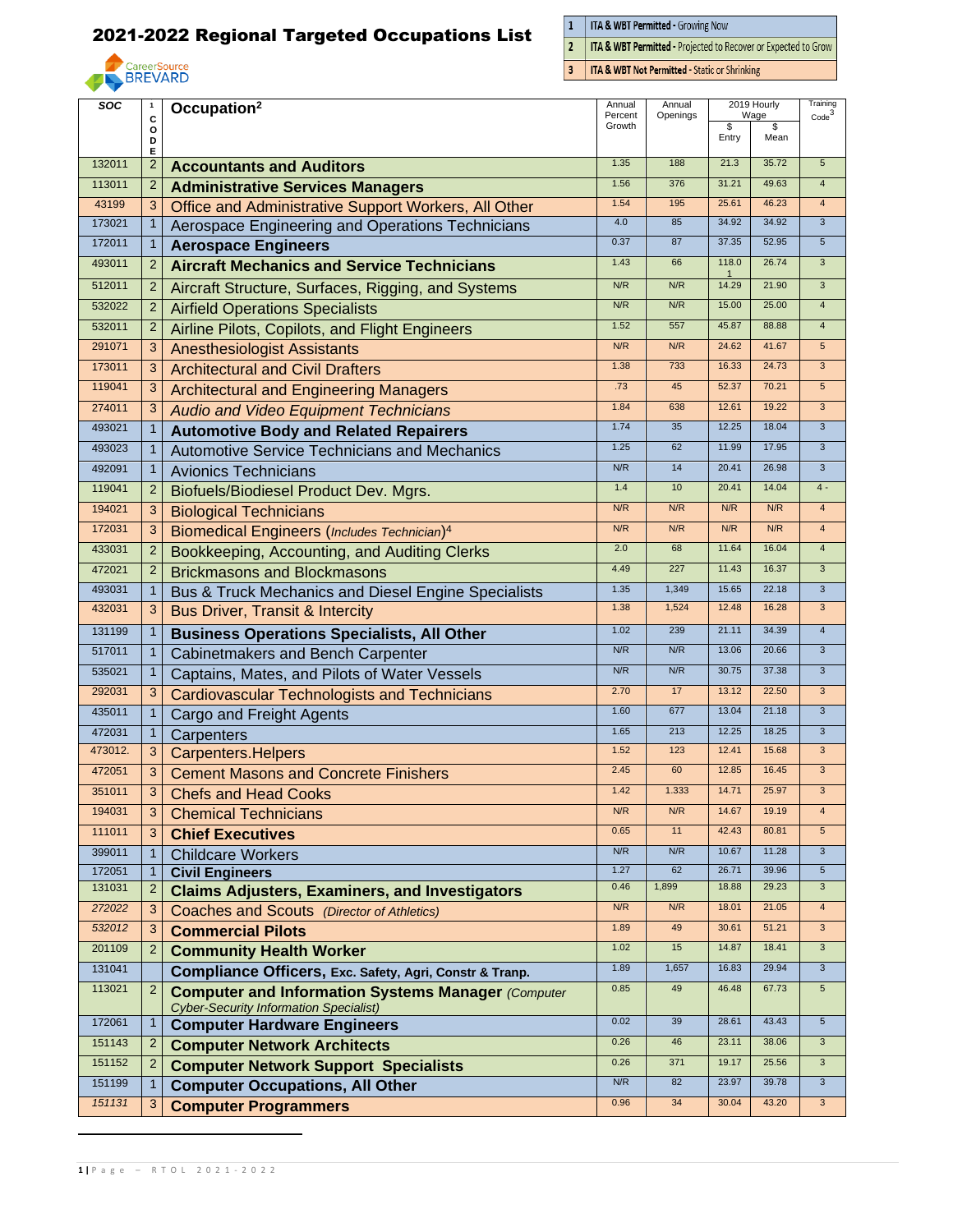# 2021-2022 Regional Targeted Occupations List

CareerSource BREVARD

| | |
|---|---|
| 1 | **ITA & WBT Permitted** - Growing Now |
| 2 | **ITA & WBT Permitted** - Projected to Recover or Expected to Grow |
| 3 | **ITA & WBT Not Permitted** - Static or Shrinking |

| SOC | CODE[1] | Occupation[2] | Annual Percent Growth | Annual Openings | 2019 Hourly Wage | | Training Code[3] |
|---|---|---|---|---|---|---|---|
| | | | | | $ Entry | $ Mean | |
| 132011 | 2 | **Accountants and Auditors** | 1.35 | 188 | 21.3 | 35.72 | 5 |
| 113011 | 2 | **Administrative Services Managers** | 1.56 | 376 | 31.21 | 49.63 | 4 |
| 43199 | 3 | Office and Administrative Support Workers, All Other | 1.54 | 195 | 25.61 | 46.23 | 4 |
| 173021 | 1 | Aerospace Engineering and Operations Technicians | 4.0 | 85 | 34.92 | 34.92 | 3 |
| 172011 | 1 | **Aerospace Engineers** | 0.37 | 87 | 37.35 | 52.95 | 5 |
| 493011 | 2 | **Aircraft Mechanics and Service Technicians** | 1.43 | 66 | 118.01 | 26.74 | 3 |
| 512011 | 2 | Aircraft Structure, Surfaces, Rigging, and Systems | N/R | N/R | 14.29 | 21.90 | 3 |
| 532022 | 2 | Airfield Operations Specialists | N/R | N/R | 15.00 | 25.00 | 4 |
| 532011 | 2 | Airline Pilots, Copilots, and Flight Engineers | 1.52 | 557 | 45.87 | 88.88 | 4 |
| 291071 | 3 | Anesthesiologist Assistants | N/R | N/R | 24.62 | 41.67 | 5 |
| 173011 | 3 | Architectural and Civil Drafters | 1.38 | 733 | 16.33 | 24.73 | 3 |
| 119041 | 3 | Architectural and Engineering Managers | .73 | 45 | 52.37 | 70.21 | 5 |
| 274011 | 3 | *Audio and Video Equipment Technicians* | 1.84 | 638 | 12.61 | 19.22 | 3 |
| 493021 | 1 | **Automotive Body and Related Repairers** | 1.74 | 35 | 12.25 | 18.04 | 3 |
| 493023 | 1 | Automotive Service Technicians and Mechanics | 1.25 | 62 | 11.99 | 17.95 | 3 |
| 492091 | 1 | Avionics Technicians | N/R | 14 | 20.41 | 26.98 | 3 |
| 119041 | 2 | Biofuels/Biodiesel Product Dev. Mgrs. | 1.4 | 10 | 20.41 | 14.04 | 4 - |
| 194021 | 3 | Biological Technicians | N/R | N/R | N/R | N/R | 4 |
| 172031 | 3 | Biomedical Engineers (*Includes Technician*)[4] | N/R | N/R | N/R | N/R | 4 |
| 433031 | 2 | Bookkeeping, Accounting, and Auditing Clerks | 2.0 | 68 | 11.64 | 16.04 | 4 |
| 472021 | 2 | Brickmasons and Blockmasons | 4.49 | 227 | 11.43 | 16.37 | 3 |
| 493031 | 1 | Bus & Truck Mechanics and Diesel Engine Specialists | 1.35 | 1,349 | 15.65 | 22.18 | 3 |
| 432031 | 3 | Bus Driver, Transit & Intercity | 1.38 | 1,524 | 12.48 | 16.28 | 3 |
| 131199 | 1 | **Business Operations Specialists, All Other** | 1.02 | 239 | 21.11 | 34.39 | 4 |
| 517011 | 1 | Cabinetmakers and Bench Carpenter | N/R | N/R | 13.06 | 20.66 | 3 |
| 535021 | 1 | Captains, Mates, and Pilots of Water Vessels | N/R | N/R | 30.75 | 37.38 | 3 |
| 292031 | 3 | Cardiovascular Technologists and Technicians | 2.70 | 17 | 13.12 | 22.50 | 3 |
| 435011 | 1 | Cargo and Freight Agents | 1.60 | 677 | 13.04 | 21.18 | 3 |
| 472031 | 1 | Carpenters | 1.65 | 213 | 12.25 | 18.25 | 3 |
| 473012. | 3 | Carpenters.Helpers | 1.52 | 123 | 12.41 | 15.68 | 3 |
| 472051 | 3 | Cement Masons and Concrete Finishers | 2.45 | 60 | 12.85 | 16.45 | 3 |
| 351011 | 3 | Chefs and Head Cooks | 1.42 | 1.333 | 14.71 | 25.97 | 3 |
| 194031 | 3 | Chemical Technicians | N/R | N/R | 14.67 | 19.19 | 4 |
| 111011 | 3 | **Chief Executives** | 0.65 | 11 | 42.43 | 80.81 | 5 |
| 399011 | 1 | Childcare Workers | N/R | N/R | 10.67 | 11.28 | 3 |
| 172051 | 1 | **Civil Engineers** | 1.27 | 62 | 26.71 | 39.96 | 5 |
| 131031 | 2 | **Claims Adjusters, Examiners, and Investigators** | 0.46 | 1,899 | 18.88 | 29.23 | 3 |
| *272022* | 3 | Coaches and Scouts (*Director of Athletics*) | N/R | N/R | 18.01 | 21.05 | 4 |
| *532012* | 3 | **Commercial Pilots** | 1.89 | 49 | 30.61 | 51.21 | 3 |
| 201109 | 2 | **Community Health Worker** | 1.02 | 15 | 14.87 | 18.41 | 3 |
| 131041 | | **Compliance Officers, Exc. Safety, Agri, Constr & Tranp.** | 1.89 | 1,657 | 16.83 | 29.94 | 3 |
| 113021 | 2 | **Computer and Information Systems Manager** (*Computer Cyber-Security Information Specialist*) | 0.85 | 49 | 46.48 | 67.73 | 5 |
| 172061 | 1 | **Computer Hardware Engineers** | 0.02 | 39 | 28.61 | 43.43 | 5 |
| 151143 | 2 | **Computer Network Architects** | 0.26 | 46 | 23.11 | 38.06 | 3 |
| 151152 | 2 | **Computer Network Support Specialists** | 0.26 | 371 | 19.17 | 25.56 | 3 |
| 151199 | 1 | **Computer Occupations, All Other** | N/R | 82 | 23.97 | 39.78 | 3 |
| *151131* | 3 | **Computer Programmers** | 0.96 | 34 | 30.04 | 43.20 | 3 |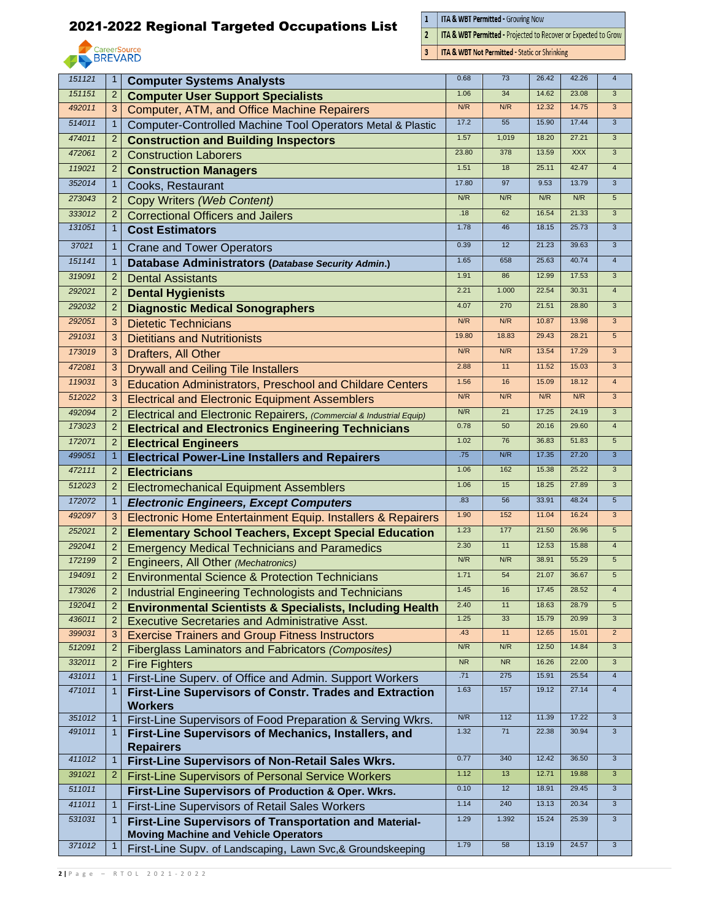# 2021-2022 Regional Targeted Occupations List

CareerSource BREVARD

| | |
|---|---|
| 1 | **ITA & WBT Permitted** - Growing Now |
| 2 | **ITA & WBT Permitted** - Projected to Recover or Expected to Grow |
| 3 | **ITA & WBT Not Permitted** - Static or Shrinking |

| | | | | | | | |
|---|---|---|---|---|---|---|---|
| 151121 | 1 | **Computer Systems Analysts** | 0.68 | 73 | 26.42 | 42.26 | 4 |
| 151151 | 2 | **Computer User Support Specialists** | 1.06 | 34 | 14.62 | 23.08 | 3 |
| 492011 | 3 | Computer, ATM, and Office Machine Repairers | N/R | N/R | 12.32 | 14.75 | 3 |
| 514011 | 1 | Computer-Controlled Machine Tool Operators Metal & Plastic | 17.2 | 55 | 15.90 | 17.44 | 3 |
| 474011 | 2 | **Construction and Building Inspectors** | 1.57 | 1,019 | 18.20 | 27.21 | 3 |
| 472061 | 2 | Construction Laborers | 23.80 | 378 | 13.59 | XXX | 3 |
| 119021 | 2 | **Construction Managers** | 1.51 | 18 | 25.11 | 42.47 | 4 |
| 352014 | 1 | Cooks, Restaurant | 17.80 | 97 | 9.53 | 13.79 | 3 |
| 273043 | 2 | Copy Writers *(Web Content)* | N/R | N/R | N/R | N/R | 5 |
| 333012 | 2 | Correctional Officers and Jailers | .18 | 62 | 16.54 | 21.33 | 3 |
| 131051 | 1 | **Cost Estimators** | 1.78 | 46 | 18.15 | 25.73 | 3 |
| 37021 | 1 | Crane and Tower Operators | 0.39 | 12 | 21.23 | 39.63 | 3 |
| 151141 | 1 | **Database Administrators (*Database Security Admin.*)** | 1.65 | 658 | 25.63 | 40.74 | 4 |
| 319091 | 2 | Dental Assistants | 1.91 | 86 | 12.99 | 17.53 | 3 |
| 292021 | 2 | **Dental Hygienists** | 2.21 | 1.000 | 22.54 | 30.31 | 4 |
| 292032 | 2 | **Diagnostic Medical Sonographers** | 4.07 | 270 | 21.51 | 28.80 | 3 |
| 292051 | 3 | Dietetic Technicians | N/R | N/R | 10.87 | 13.98 | 3 |
| 291031 | 3 | Dietitians and Nutritionists | 19.80 | 18.83 | 29.43 | 28.21 | 5 |
| 173019 | 3 | Drafters, All Other | N/R | N/R | 13.54 | 17.29 | 3 |
| 472081 | 3 | Drywall and Ceiling Tile Installers | 2.88 | 11 | 11.52 | 15.03 | 3 |
| 119031 | 3 | Education Administrators, Preschool and Childare Centers | 1.56 | 16 | 15.09 | 18.12 | 4 |
| 512022 | 3 | Electrical and Electronic Equipment Assemblers | N/R | N/R | N/R | N/R | 3 |
| 492094 | 2 | Electrical and Electronic Repairers, *(Commercial & Industrial Equip)* | N/R | 21 | 17.25 | 24.19 | 3 |
| 173023 | 2 | **Electrical and Electronics Engineering Technicians** | 0.78 | 50 | 20.16 | 29.60 | 4 |
| 172071 | 2 | **Electrical Engineers** | 1.02 | 76 | 36.83 | 51.83 | 5 |
| 499051 | 1 | **Electrical Power-Line Installers and Repairers** | .75 | N/R | 17.35 | 27.20 | 3 |
| 472111 | 2 | **Electricians** | 1.06 | 162 | 15.38 | 25.22 | 3 |
| 512023 | 2 | Electromechanical Equipment Assemblers | 1.06 | 15 | 18.25 | 27.89 | 3 |
| 172072 | 1 | ***Electronic Engineers, Except Computers*** | .83 | 56 | 33.91 | 48.24 | 5 |
| 492097 | 3 | Electronic Home Entertainment Equip. Installers & Repairers | 1.90 | 152 | 11.04 | 16.24 | 3 |
| 252021 | 2 | **Elementary School Teachers, Except Special Education** | 1.23 | 177 | 21.50 | 26.96 | 5 |
| 292041 | 2 | Emergency Medical Technicians and Paramedics | 2.30 | 11 | 12.53 | 15.88 | 4 |
| 172199 | 2 | Engineers, All Other *(Mechatronics)* | N/R | N/R | 38.91 | 55.29 | 5 |
| 194091 | 2 | Environmental Science & Protection Technicians | 1.71 | 54 | 21.07 | 36.67 | 5 |
| 173026 | 2 | Industrial Engineering Technologists and Technicians | 1.45 | 16 | 17.45 | 28.52 | 4 |
| 192041 | 2 | **Environmental Scientists & Specialists, Including Health** | 2.40 | 11 | 18.63 | 28.79 | 5 |
| 436011 | 2 | Executive Secretaries and Administrative Asst. | 1.25 | 33 | 15.79 | 20.99 | 3 |
| 399031 | 3 | Exercise Trainers and Group Fitness Instructors | .43 | 11 | 12.65 | 15.01 | 2 |
| 512091 | 2 | Fiberglass Laminators and Fabricators *(Composites)* | N/R | N/R | 12.50 | 14.84 | 3 |
| 332011 | 2 | Fire Fighters | NR | NR | 16.26 | 22.00 | 3 |
| 431011 | 1 | First-Line Superv. of Office and Admin. Support Workers | .71 | 275 | 15.91 | 25.54 | 4 |
| 471011 | 1 | **First-Line Supervisors of Constr. Trades and Extraction Workers** | 1.63 | 157 | 19.12 | 27.14 | 4 |
| 351012 | 1 | First-Line Supervisors of Food Preparation & Serving Wkrs. | N/R | 112 | 11.39 | 17.22 | 3 |
| 491011 | 1 | **First-Line Supervisors of Mechanics, Installers, and Repairers** | 1.32 | 71 | 22.38 | 30.94 | 3 |
| 411012 | 1 | **First-Line Supervisors of Non-Retail Sales Wkrs.** | 0.77 | 340 | 12.42 | 36.50 | 3 |
| 391021 | 2 | First-Line Supervisors of Personal Service Workers | 1.12 | 13 | 12.71 | 19.88 | 3 |
| 511011 | | **First-Line Supervisors of Production & Oper. Wkrs.** | 0.10 | 12 | 18.91 | 29.45 | 3 |
| 411011 | 1 | First-Line Supervisors of Retail Sales Workers | 1.14 | 240 | 13.13 | 20.34 | 3 |
| 531031 | 1 | **First-Line Supervisors of Transportation and Material-Moving Machine and Vehicle Operators** | 1.29 | 1.392 | 15.24 | 25.39 | 3 |
| 371012 | 1 | First-Line Supv. of Landscaping, Lawn Svc,& Groundskeeping | 1.79 | 58 | 13.19 | 24.57 | 3 |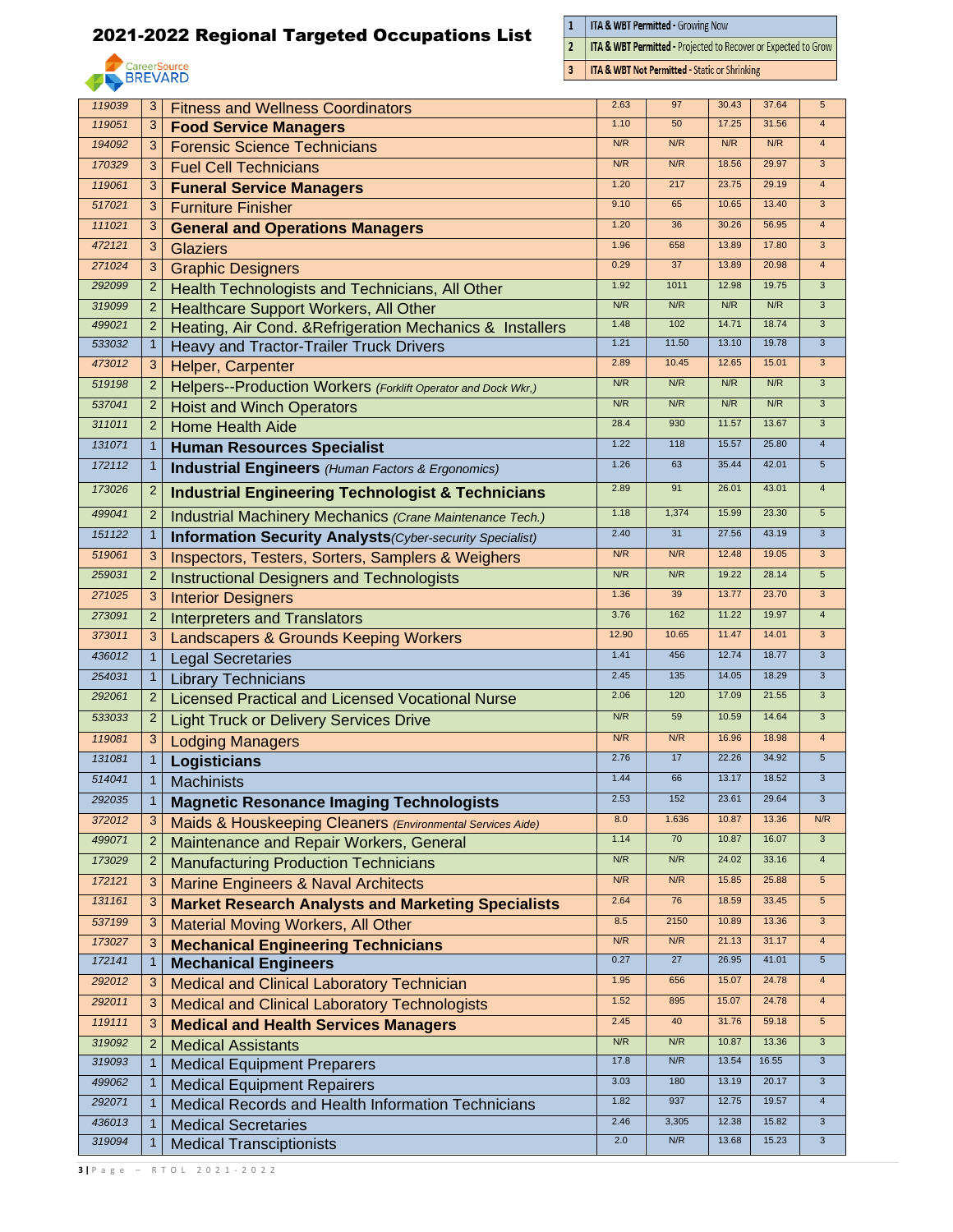## 2021-2022 Regional Targeted Occupations List

CareerSource BREVARD

| | |
|---|---|
| 1 | **ITA & WBT Permitted** - Growing Now |
| 2 | **ITA & WBT Permitted** - Projected to Recover or Expected to Grow |
| 3 | **ITA & WBT Not Permitted** - Static or Shrinking |

| | | | | | | | |
|---|---|---|---|---|---|---|---|
| 119039 | 3 | Fitness and Wellness Coordinators | 2.63 | 97 | 30.43 | 37.64 | 5 |
| 119051 | 3 | **Food Service Managers** | 1.10 | 50 | 17.25 | 31.56 | 4 |
| 194092 | 3 | Forensic Science Technicians | N/R | N/R | N/R | N/R | 4 |
| 170329 | 3 | Fuel Cell Technicians | N/R | N/R | 18.56 | 29.97 | 3 |
| 119061 | 3 | **Funeral Service Managers** | 1.20 | 217 | 23.75 | 29.19 | 4 |
| 517021 | 3 | Furniture Finisher | 9.10 | 65 | 10.65 | 13.40 | 3 |
| 111021 | 3 | **General and Operations Managers** | 1.20 | 36 | 30.26 | 56.95 | 4 |
| 472121 | 3 | Glaziers | 1.96 | 658 | 13.89 | 17.80 | 3 |
| 271024 | 3 | Graphic Designers | 0.29 | 37 | 13.89 | 20.98 | 4 |
| 292099 | 2 | Health Technologists and Technicians, All Other | 1.92 | 1011 | 12.98 | 19.75 | 3 |
| 319099 | 2 | Healthcare Support Workers, All Other | N/R | N/R | N/R | N/R | 3 |
| 499021 | 2 | Heating, Air Cond. &Refrigeration Mechanics & Installers | 1.48 | 102 | 14.71 | 18.74 | 3 |
| 533032 | 1 | Heavy and Tractor-Trailer Truck Drivers | 1.21 | 11.50 | 13.10 | 19.78 | 3 |
| 473012 | 3 | Helper, Carpenter | 2.89 | 10.45 | 12.65 | 15.01 | 3 |
| 519198 | 2 | Helpers--Production Workers *(Forklift Operator and Dock Wkr.)* | N/R | N/R | N/R | N/R | 3 |
| 537041 | 2 | Hoist and Winch Operators | N/R | N/R | N/R | N/R | 3 |
| 311011 | 2 | Home Health Aide | 28.4 | 930 | 11.57 | 13.67 | 3 |
| 131071 | 1 | **Human Resources Specialist** | 1.22 | 118 | 15.57 | 25.80 | 4 |
| 172112 | 1 | **Industrial Engineers** *(Human Factors & Ergonomics)* | 1.26 | 63 | 35.44 | 42.01 | 5 |
| 173026 | 2 | **Industrial Engineering Technologist & Technicians** | 2.89 | 91 | 26.01 | 43.01 | 4 |
| 499041 | 2 | Industrial Machinery Mechanics *(Crane Maintenance Tech.)* | 1.18 | 1,374 | 15.99 | 23.30 | 5 |
| 151122 | 1 | **Information Security Analysts***(Cyber-security Specialist)* | 2.40 | 31 | 27.56 | 43.19 | 3 |
| 519061 | 3 | Inspectors, Testers, Sorters, Samplers & Weighers | N/R | N/R | 12.48 | 19.05 | 3 |
| 259031 | 2 | Instructional Designers and Technologists | N/R | N/R | 19.22 | 28.14 | 5 |
| 271025 | 3 | Interior Designers | 1.36 | 39 | 13.77 | 23.70 | 3 |
| 273091 | 2 | Interpreters and Translators | 3.76 | 162 | 11.22 | 19.97 | 4 |
| 373011 | 3 | Landscapers & Grounds Keeping Workers | 12.90 | 10.65 | 11.47 | 14.01 | 3 |
| 436012 | 1 | Legal Secretaries | 1.41 | 456 | 12.74 | 18.77 | 3 |
| 254031 | 1 | Library Technicians | 2.45 | 135 | 14.05 | 18.29 | 3 |
| 292061 | 2 | Licensed Practical and Licensed Vocational Nurse | 2.06 | 120 | 17.09 | 21.55 | 3 |
| 533033 | 2 | Light Truck or Delivery Services Drive | N/R | 59 | 10.59 | 14.64 | 3 |
| 119081 | 3 | Lodging Managers | N/R | N/R | 16.96 | 18.98 | 4 |
| 131081 | 1 | **Logisticians** | 2.76 | 17 | 22.26 | 34.92 | 5 |
| 514041 | 1 | Machinists | 1.44 | 66 | 13.17 | 18.52 | 3 |
| 292035 | 1 | **Magnetic Resonance Imaging Technologists** | 2.53 | 152 | 23.61 | 29.64 | 3 |
| 372012 | 3 | Maids & Houskeeping Cleaners *(Environmental Services Aide)* | 8.0 | 1.636 | 10.87 | 13.36 | N/R |
| 499071 | 2 | Maintenance and Repair Workers, General | 1.14 | 70 | 10.87 | 16.07 | 3 |
| 173029 | 2 | Manufacturing Production Technicians | N/R | N/R | 24.02 | 33.16 | 4 |
| 172121 | 3 | Marine Engineers & Naval Architects | N/R | N/R | 15.85 | 25.88 | 5 |
| 131161 | 3 | **Market Research Analysts and Marketing Specialists** | 2.64 | 76 | 18.59 | 33.45 | 5 |
| 537199 | 3 | Material Moving Workers, All Other | 8.5 | 2150 | 10.89 | 13.36 | 3 |
| 173027 | 3 | **Mechanical Engineering Technicians** | N/R | N/R | 21.13 | 31.17 | 4 |
| 172141 | 1 | **Mechanical Engineers** | 0.27 | 27 | 26.95 | 41.01 | 5 |
| 292012 | 3 | Medical and Clinical Laboratory Technician | 1.95 | 656 | 15.07 | 24.78 | 4 |
| 292011 | 3 | Medical and Clinical Laboratory Technologists | 1.52 | 895 | 15.07 | 24.78 | 4 |
| 119111 | 3 | **Medical and Health Services Managers** | 2.45 | 40 | 31.76 | 59.18 | 5 |
| 319092 | 2 | Medical Assistants | N/R | N/R | 10.87 | 13.36 | 3 |
| 319093 | 1 | Medical Equipment Preparers | 17.8 | N/R | 13.54 | 16.55 | 3 |
| 499062 | 1 | Medical Equipment Repairers | 3.03 | 180 | 13.19 | 20.17 | 3 |
| 292071 | 1 | Medical Records and Health Information Technicians | 1.82 | 937 | 12.75 | 19.57 | 4 |
| 436013 | 1 | Medical Secretaries | 2.46 | 3,305 | 12.38 | 15.82 | 3 |
| 319094 | 1 | Medical Transciptionists | 2.0 | N/R | 13.68 | 15.23 | 3 |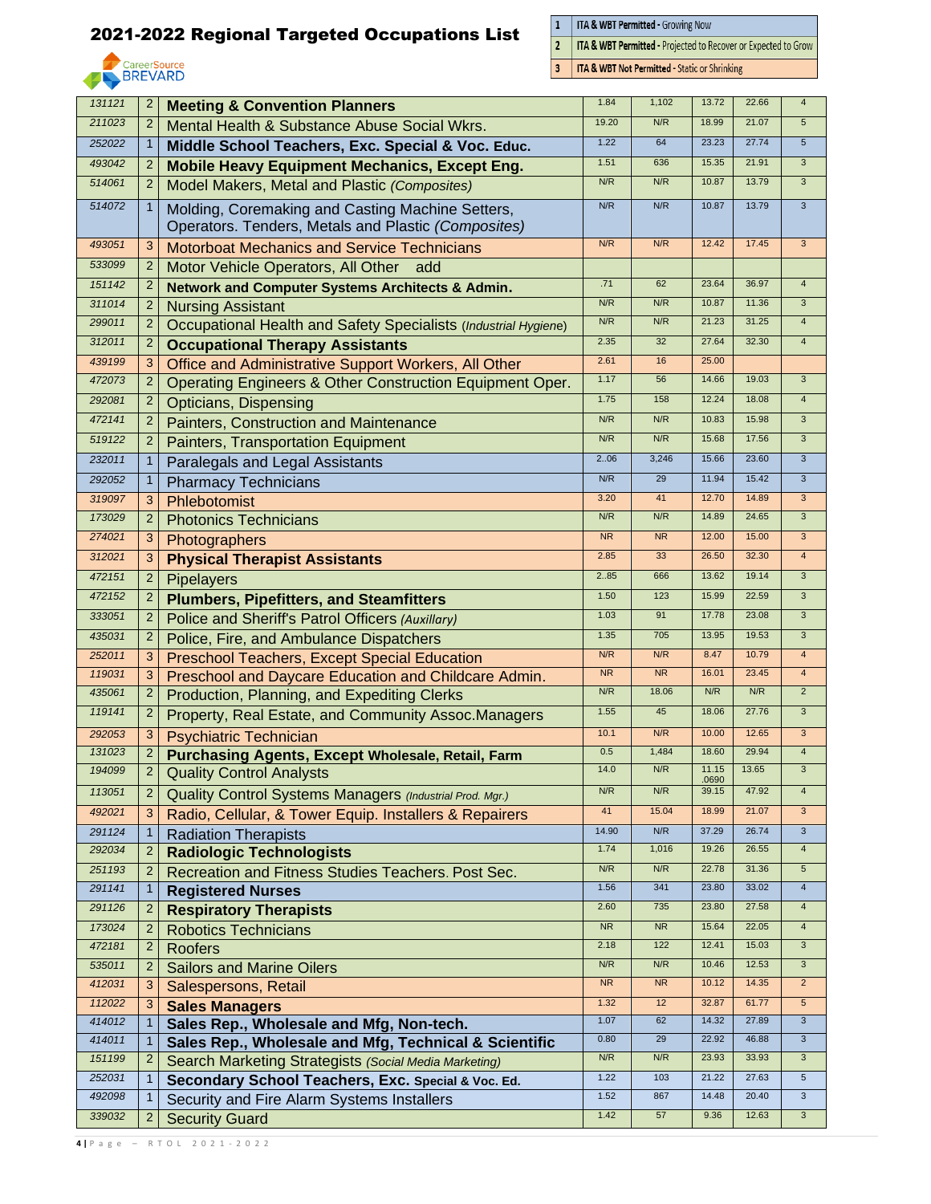# 2021-2022 Regional Targeted Occupations List

| | |
|---|---|
| 1 | ITA & WBT Permitted - Growing Now |
| 2 | ITA & WBT Permitted - Projected to Recover or Expected to Grow |
| 3 | ITA & WBT Not Permitted - Static or Shrinking |

| | | | | | | | |
|---|---|---|---|---|---|---|---|
| 131121 | 2 | **Meeting & Convention Planners** | 1.84 | 1,102 | 13.72 | 22.66 | 4 |
| 211023 | 2 | Mental Health & Substance Abuse Social Wkrs. | 19.20 | N/R | 18.99 | 21.07 | 5 |
| 252022 | 1 | **Middle School Teachers, Exc. Special & Voc. Educ.** | 1.22 | 64 | 23.23 | 27.74 | 5 |
| 493042 | 2 | **Mobile Heavy Equipment Mechanics, Except Eng.** | 1.51 | 636 | 15.35 | 21.91 | 3 |
| 514061 | 2 | Model Makers, Metal and Plastic *(Composites)* | N/R | N/R | 10.87 | 13.79 | 3 |
| 514072 | 1 | Molding, Coremaking and Casting Machine Setters, Operators. Tenders, Metals and Plastic *(Composites)* | N/R | N/R | 10.87 | 13.79 | 3 |
| 493051 | 3 | Motorboat Mechanics and Service Technicians | N/R | N/R | 12.42 | 17.45 | 3 |
| 533099 | 2 | Motor Vehicle Operators, All Other add | | | | | |
| 151142 | 2 | **Network and Computer Systems Architects & Admin.** | .71 | 62 | 23.64 | 36.97 | 4 |
| 311014 | 2 | Nursing Assistant | N/R | N/R | 10.87 | 11.36 | 3 |
| 299011 | 2 | Occupational Health and Safety Specialists *(Industrial Hygiene)* | N/R | N/R | 21.23 | 31.25 | 4 |
| 312011 | 2 | **Occupational Therapy Assistants** | 2.35 | 32 | 27.64 | 32.30 | 4 |
| 439199 | 3 | Office and Administrative Support Workers, All Other | 2.61 | 16 | 25.00 | | |
| 472073 | 2 | Operating Engineers & Other Construction Equipment Oper. | 1.17 | 56 | 14.66 | 19.03 | 3 |
| 292081 | 2 | Opticians, Dispensing | 1.75 | 158 | 12.24 | 18.08 | 4 |
| 472141 | 2 | Painters, Construction and Maintenance | N/R | N/R | 10.83 | 15.98 | 3 |
| 519122 | 2 | Painters, Transportation Equipment | N/R | N/R | 15.68 | 17.56 | 3 |
| 232011 | 1 | Paralegals and Legal Assistants | 2..06 | 3,246 | 15.66 | 23.60 | 3 |
| 292052 | 1 | Pharmacy Technicians | N/R | 29 | 11.94 | 15.42 | 3 |
| 319097 | 3 | Phlebotomist | 3.20 | 41 | 12.70 | 14.89 | 3 |
| 173029 | 2 | Photonics Technicians | N/R | N/R | 14.89 | 24.65 | 3 |
| 274021 | 3 | Photographers | NR | NR | 12.00 | 15.00 | 3 |
| 312021 | 3 | **Physical Therapist Assistants** | 2.85 | 33 | 26.50 | 32.30 | 4 |
| 472151 | 2 | Pipelayers | 2..85 | 666 | 13.62 | 19.14 | 3 |
| 472152 | 2 | **Plumbers, Pipefitters, and Steamfitters** | 1.50 | 123 | 15.99 | 22.59 | 3 |
| 333051 | 2 | Police and Sheriff's Patrol Officers *(Auxillary)* | 1.03 | 91 | 17.78 | 23.08 | 3 |
| 435031 | 2 | Police, Fire, and Ambulance Dispatchers | 1.35 | 705 | 13.95 | 19.53 | 3 |
| 252011 | 3 | Preschool Teachers, Except Special Education | N/R | N/R | 8.47 | 10.79 | 4 |
| 119031 | 3 | Preschool and Daycare Education and Childcare Admin. | NR | NR | 16.01 | 23.45 | 4 |
| 435061 | 2 | Production, Planning, and Expediting Clerks | N/R | 18.06 | N/R | N/R | 2 |
| 119141 | 2 | Property, Real Estate, and Community Assoc.Managers | 1.55 | 45 | 18.06 | 27.76 | 3 |
| 292053 | 3 | Psychiatric Technician | 10.1 | N/R | 10.00 | 12.65 | 3 |
| 131023 | 2 | **Purchasing Agents, Except Wholesale, Retail, Farm** | 0.5 | 1,484 | 18.60 | 29.94 | 4 |
| 194099 | 2 | Quality Control Analysts | 14.0 | N/R | 11.15 .0690 | 13.65 | 3 |
| 113051 | 2 | Quality Control Systems Managers *(Industrial Prod. Mgr.)* | N/R | N/R | 39.15 | 47.92 | 4 |
| 492021 | 3 | Radio, Cellular, & Tower Equip. Installers & Repairers | 41 | 15.04 | 18.99 | 21.07 | 3 |
| 291124 | 1 | Radiation Therapists | 14.90 | N/R | 37.29 | 26.74 | 3 |
| 292034 | 2 | **Radiologic Technologists** | 1.74 | 1,016 | 19.26 | 26.55 | 4 |
| 251193 | 2 | Recreation and Fitness Studies Teachers. Post Sec. | N/R | N/R | 22.78 | 31.36 | 5 |
| 291141 | 1 | **Registered Nurses** | 1.56 | 341 | 23.80 | 33.02 | 4 |
| 291126 | 2 | **Respiratory Therapists** | 2.60 | 735 | 23.80 | 27.58 | 4 |
| 173024 | 2 | Robotics Technicians | NR | NR | 15.64 | 22.05 | 4 |
| 472181 | 2 | Roofers | 2.18 | 122 | 12.41 | 15.03 | 3 |
| 535011 | 2 | Sailors and Marine Oilers | N/R | N/R | 10.46 | 12.53 | 3 |
| 412031 | 3 | Salespersons, Retail | NR | NR | 10.12 | 14.35 | 2 |
| 112022 | 3 | **Sales Managers** | 1.32 | 12 | 32.87 | 61.77 | 5 |
| 414012 | 1 | **Sales Rep., Wholesale and Mfg, Non-tech.** | 1.07 | 62 | 14.32 | 27.89 | 3 |
| 414011 | 1 | **Sales Rep., Wholesale and Mfg, Technical & Scientific** | 0.80 | 29 | 22.92 | 46.88 | 3 |
| 151199 | 2 | Search Marketing Strategists *(Social Media Marketing)* | N/R | N/R | 23.93 | 33.93 | 3 |
| 252031 | 1 | **Secondary School Teachers, Exc. Special & Voc. Ed.** | 1.22 | 103 | 21.22 | 27.63 | 5 |
| 492098 | 1 | Security and Fire Alarm Systems Installers | 1.52 | 867 | 14.48 | 20.40 | 3 |
| 339032 | 2 | Security Guard | 1.42 | 57 | 9.36 | 12.63 | 3 |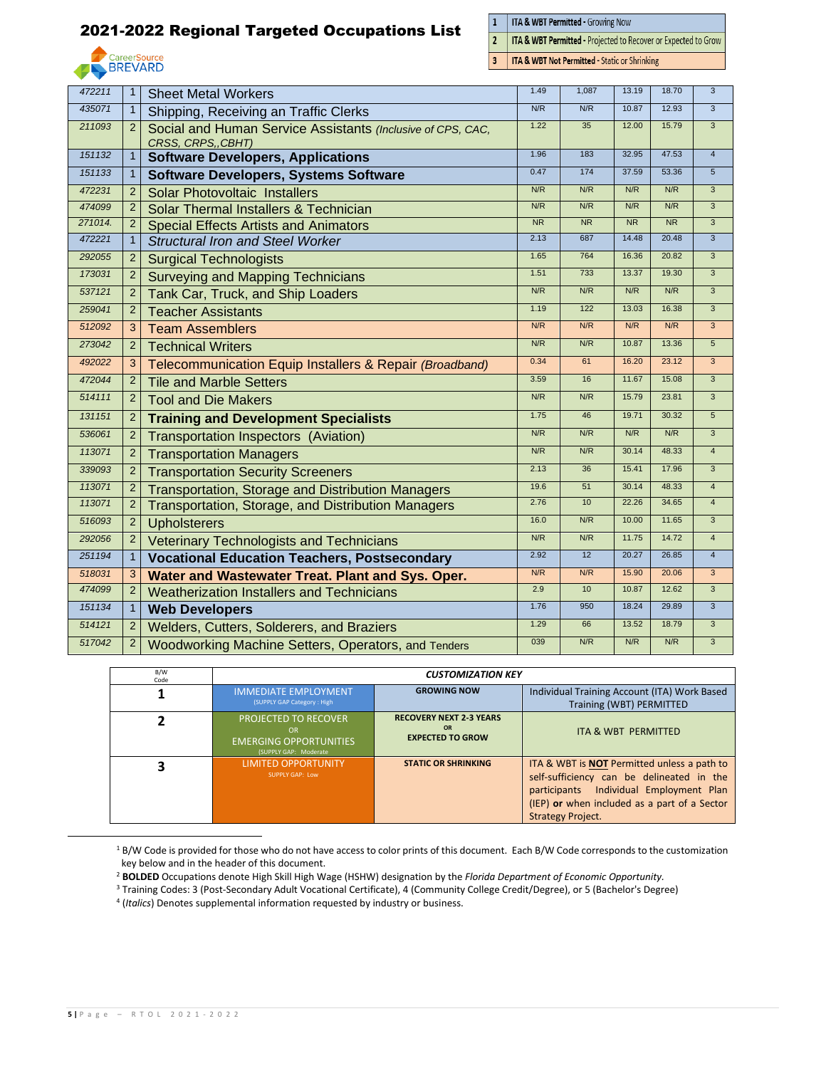# 2021-2022 Regional Targeted Occupations List

CareerSource BREVARD

| | |
|---|---|
| 1 | **ITA & WBT Permitted** - Growing Now |
| 2 | **ITA & WBT Permitted** - Projected to Recover or Expected to Grow |
| 3 | **ITA & WBT Not Permitted** - Static or Shrinking |

| | | | | | | | |
|---|---|---|---|---|---|---|---|
| *472211* | 1 | Sheet Metal Workers | 1.49 | 1,087 | 13.19 | 18.70 | 3 |
| *435071* | 1 | Shipping, Receiving an Traffic Clerks | N/R | N/R | 10.87 | 12.93 | 3 |
| *211093* | 2 | Social and Human Service Assistants *(Inclusive of CPS, CAC, CRSS, CRPS,,CBHT)* | 1.22 | 35 | 12.00 | 15.79 | 3 |
| *151132* | 1 | **Software Developers, Applications** | 1.96 | 183 | 32.95 | 47.53 | 4 |
| *151133* | 1 | **Software Developers, Systems Software** | 0.47 | 174 | 37.59 | 53.36 | 5 |
| *472231* | 2 | Solar Photovoltaic Installers | N/R | N/R | N/R | N/R | 3 |
| *474099* | 2 | Solar Thermal Installers & Technician | N/R | N/R | N/R | N/R | 3 |
| *271014.* | 2 | Special Effects Artists and Animators | NR | NR | NR | NR | 3 |
| *472221* | 1 | *Structural Iron and Steel Worker* | 2.13 | 687 | 14.48 | 20.48 | 3 |
| *292055* | 2 | Surgical Technologists | 1.65 | 764 | 16.36 | 20.82 | 3 |
| *173031* | 2 | Surveying and Mapping Technicians | 1.51 | 733 | 13.37 | 19.30 | 3 |
| *537121* | 2 | Tank Car, Truck, and Ship Loaders | N/R | N/R | N/R | N/R | 3 |
| *259041* | 2 | Teacher Assistants | 1.19 | 122 | 13.03 | 16.38 | 3 |
| *512092* | 3 | Team Assemblers | N/R | N/R | N/R | N/R | 3 |
| *273042* | 2 | Technical Writers | N/R | N/R | 10.87 | 13.36 | 5 |
| *492022* | 3 | Telecommunication Equip Installers & Repair *(Broadband)* | 0.34 | 61 | 16.20 | 23.12 | 3 |
| *472044* | 2 | Tile and Marble Setters | 3.59 | 16 | 11.67 | 15.08 | 3 |
| *514111* | 2 | Tool and Die Makers | N/R | N/R | 15.79 | 23.81 | 3 |
| *131151* | 2 | **Training and Development Specialists** | 1.75 | 46 | 19.71 | 30.32 | 5 |
| *536061* | 2 | Transportation Inspectors (Aviation) | N/R | N/R | N/R | N/R | 3 |
| *113071* | 2 | Transportation Managers | N/R | N/R | 30.14 | 48.33 | 4 |
| *339093* | 2 | Transportation Security Screeners | 2.13 | 36 | 15.41 | 17.96 | 3 |
| *113071* | 2 | Transportation, Storage and Distribution Managers | 19.6 | 51 | 30.14 | 48.33 | 4 |
| *113071* | 2 | Transportation, Storage, and Distribution Managers | 2.76 | 10 | 22.26 | 34.65 | 4 |
| *516093* | 2 | Upholsterers | 16.0 | N/R | 10.00 | 11.65 | 3 |
| *292056* | 2 | Veterinary Technologists and Technicians | N/R | N/R | 11.75 | 14.72 | 4 |
| *251194* | 1 | **Vocational Education Teachers, Postsecondary** | 2.92 | 12 | 20.27 | 26.85 | 4 |
| *518031* | 3 | **Water and Wastewater Treat. Plant and Sys. Oper.** | N/R | N/R | 15.90 | 20.06 | 3 |
| *474099* | 2 | Weatherization Installers and Technicians | 2.9 | 10 | 10.87 | 12.62 | 3 |
| *151134* | 1 | **Web Developers** | 1.76 | 950 | 18.24 | 29.89 | 3 |
| *514121* | 2 | Welders, Cutters, Solderers, and Braziers | 1.29 | 66 | 13.52 | 18.79 | 3 |
| *517042* | 2 | Woodworking Machine Setters, Operators, and Tenders | 039 | N/R | N/R | N/R | 3 |

| B/W Code | *CUSTOMIZATION KEY* | | |
|---|---|---|---|
| **1** | IMMEDIATE EMPLOYMENT (SUPPLY GAP Category : High | **GROWING NOW** | Individual Training Account (ITA) Work Based Training (WBT) PERMITTED |
| **2** | PROJECTED TO RECOVER OR EMERGING OPPORTUNITIES (SUPPLY GAP: Moderate | **RECOVERY NEXT 2-3 YEARS OR EXPECTED TO GROW** | ITA & WBT PERMITTED |
| **3** | LIMITED OPPORTUNITY SUPPLY GAP: Low | **STATIC OR SHRINKING** | ITA & WBT is **NOT** Permitted unless a path to self-sufficiency can be delineated in the participants Individual Employment Plan (IEP) **or** when included as a part of a Sector Strategy Project. |

[1] B/W Code is provided for those who do not have access to color prints of this document. Each B/W Code corresponds to the customization key below and in the header of this document.

[2] **BOLDED** Occupations denote High Skill High Wage (HSHW) designation by the *Florida Department of Economic Opportunity*.

[3] Training Codes: 3 (Post-Secondary Adult Vocational Certificate), 4 (Community College Credit/Degree), or 5 (Bachelor's Degree)

[4] (*Italics*) Denotes supplemental information requested by industry or business.